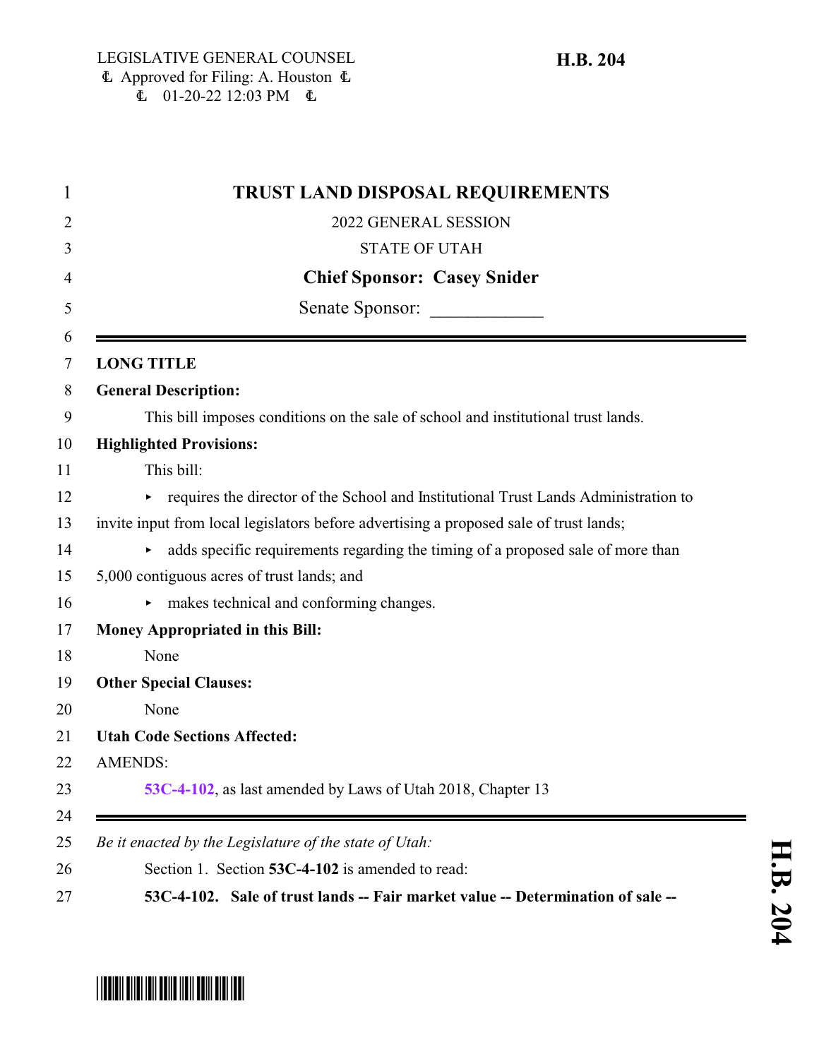LEGISLATIVE GENERAL COUNSEL
Approved for Filing: A. Houston
01-20-22 12:03 PM

**H.B. 204**

# TRUST LAND DISPOSAL REQUIREMENTS

2022 GENERAL SESSION

STATE OF UTAH

**Chief Sponsor: Casey Snider**

Senate Sponsor: ____________

**LONG TITLE**

**General Description:**

This bill imposes conditions on the sale of school and institutional trust lands.

**Highlighted Provisions:**

This bill:

- requires the director of the School and Institutional Trust Lands Administration to invite input from local legislators before advertising a proposed sale of trust lands;
- adds specific requirements regarding the timing of a proposed sale of more than 5,000 contiguous acres of trust lands; and
- makes technical and conforming changes.

**Money Appropriated in this Bill:**

None

**Other Special Clauses:**

None

**Utah Code Sections Affected:**

AMENDS:

**53C-4-102**, as last amended by Laws of Utah 2018, Chapter 13

*Be it enacted by the Legislature of the state of Utah:*

Section 1. Section **53C-4-102** is amended to read:

**53C-4-102. Sale of trust lands -- Fair market value -- Determination of sale --**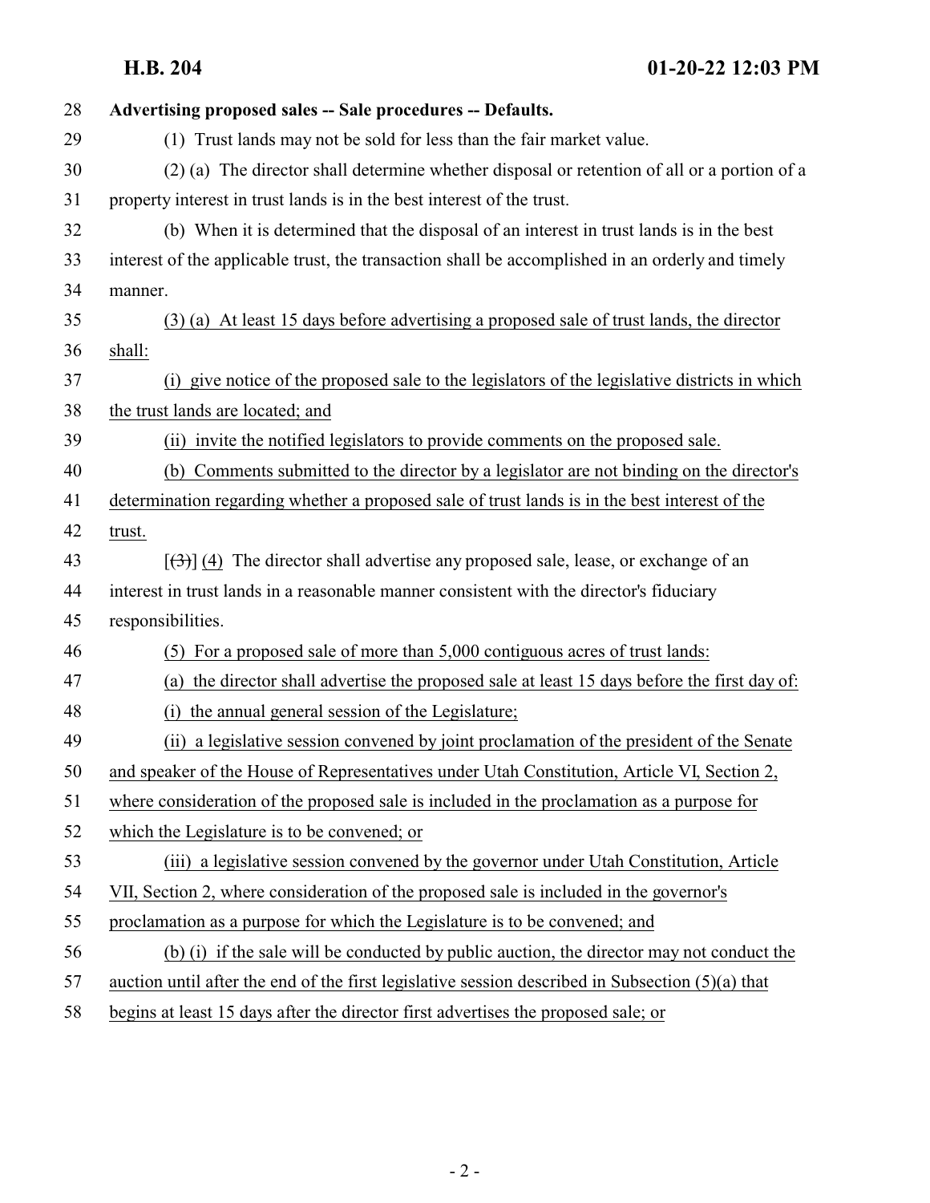**Advertising proposed sales -- Sale procedures -- Defaults.**

(1) Trust lands may not be sold for less than the fair market value.

(2) (a) The director shall determine whether disposal or retention of all or a portion of a property interest in trust lands is in the best interest of the trust.

(b) When it is determined that the disposal of an interest in trust lands is in the best interest of the applicable trust, the transaction shall be accomplished in an orderly and timely manner.

(3) (a) At least 15 days before advertising a proposed sale of trust lands, the director shall:

(i) give notice of the proposed sale to the legislators of the legislative districts in which the trust lands are located; and

(ii) invite the notified legislators to provide comments on the proposed sale.

(b) Comments submitted to the director by a legislator are not binding on the director's determination regarding whether a proposed sale of trust lands is in the best interest of the trust.

[~~(3)~~] (4) The director shall advertise any proposed sale, lease, or exchange of an interest in trust lands in a reasonable manner consistent with the director's fiduciary responsibilities.

(5) For a proposed sale of more than 5,000 contiguous acres of trust lands:

(a) the director shall advertise the proposed sale at least 15 days before the first day of:

(i) the annual general session of the Legislature;

(ii) a legislative session convened by joint proclamation of the president of the Senate and speaker of the House of Representatives under Utah Constitution, Article VI, Section 2, where consideration of the proposed sale is included in the proclamation as a purpose for which the Legislature is to be convened; or

(iii) a legislative session convened by the governor under Utah Constitution, Article VII, Section 2, where consideration of the proposed sale is included in the governor's proclamation as a purpose for which the Legislature is to be convened; and

(b) (i) if the sale will be conducted by public auction, the director may not conduct the auction until after the end of the first legislative session described in Subsection (5)(a) that begins at least 15 days after the director first advertises the proposed sale; or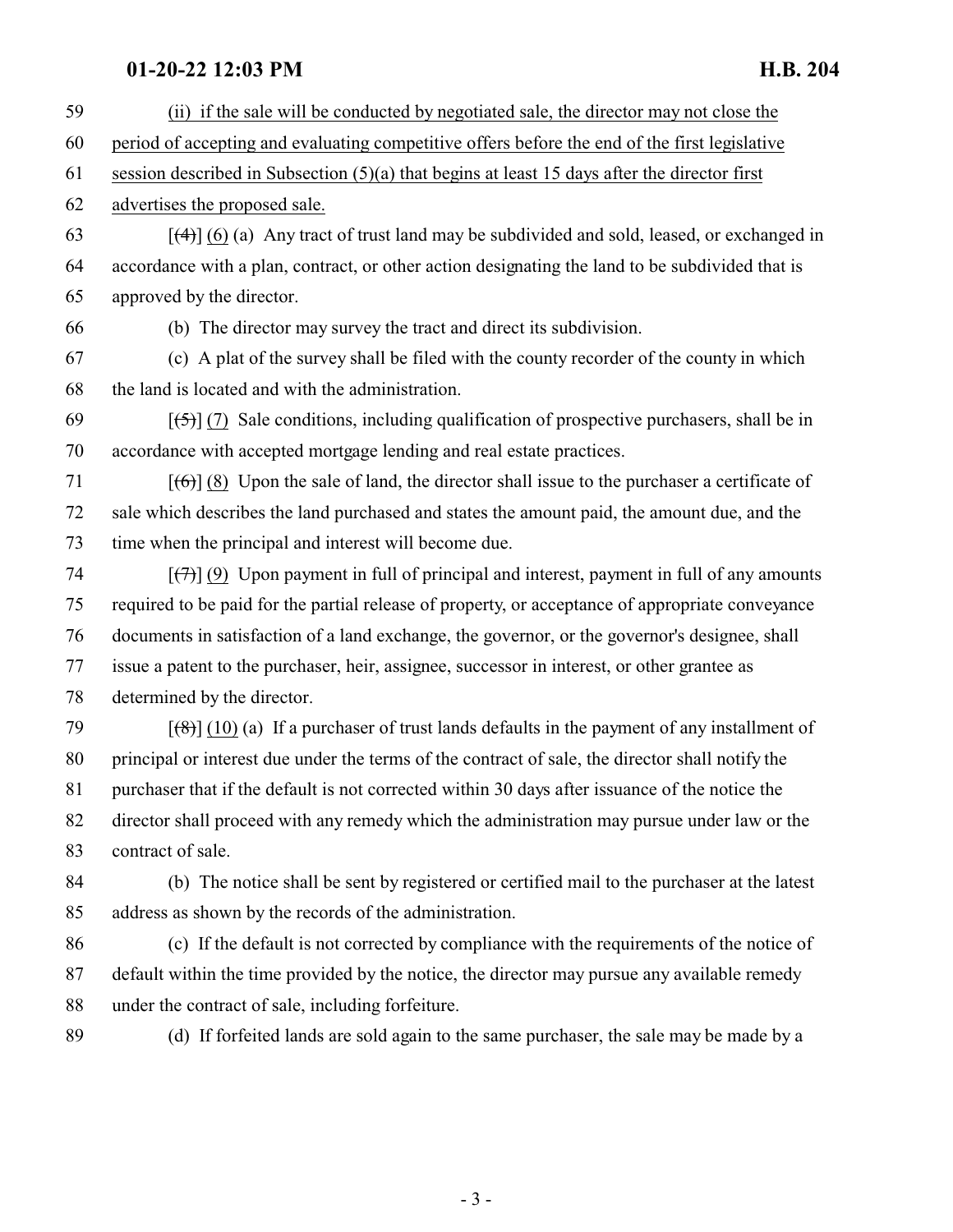59 (ii) if the sale will be conducted by negotiated sale, the director may not close the
60 period of accepting and evaluating competitive offers before the end of the first legislative
61 session described in Subsection (5)(a) that begins at least 15 days after the director first
62 advertises the proposed sale.

63 [~~(4)~~] (6) (a) Any tract of trust land may be subdivided and sold, leased, or exchanged in
64 accordance with a plan, contract, or other action designating the land to be subdivided that is
65 approved by the director.

66 (b) The director may survey the tract and direct its subdivision.

67 (c) A plat of the survey shall be filed with the county recorder of the county in which
68 the land is located and with the administration.

69 [~~(5)~~] (7) Sale conditions, including qualification of prospective purchasers, shall be in
70 accordance with accepted mortgage lending and real estate practices.

71 [~~(6)~~] (8) Upon the sale of land, the director shall issue to the purchaser a certificate of
72 sale which describes the land purchased and states the amount paid, the amount due, and the
73 time when the principal and interest will become due.

74 [~~(7)~~] (9) Upon payment in full of principal and interest, payment in full of any amounts
75 required to be paid for the partial release of property, or acceptance of appropriate conveyance
76 documents in satisfaction of a land exchange, the governor, or the governor's designee, shall
77 issue a patent to the purchaser, heir, assignee, successor in interest, or other grantee as
78 determined by the director.

79 [~~(8)~~] (10) (a) If a purchaser of trust lands defaults in the payment of any installment of
80 principal or interest due under the terms of the contract of sale, the director shall notify the
81 purchaser that if the default is not corrected within 30 days after issuance of the notice the
82 director shall proceed with any remedy which the administration may pursue under law or the
83 contract of sale.

84 (b) The notice shall be sent by registered or certified mail to the purchaser at the latest
85 address as shown by the records of the administration.

86 (c) If the default is not corrected by compliance with the requirements of the notice of
87 default within the time provided by the notice, the director may pursue any available remedy
88 under the contract of sale, including forfeiture.

89 (d) If forfeited lands are sold again to the same purchaser, the sale may be made by a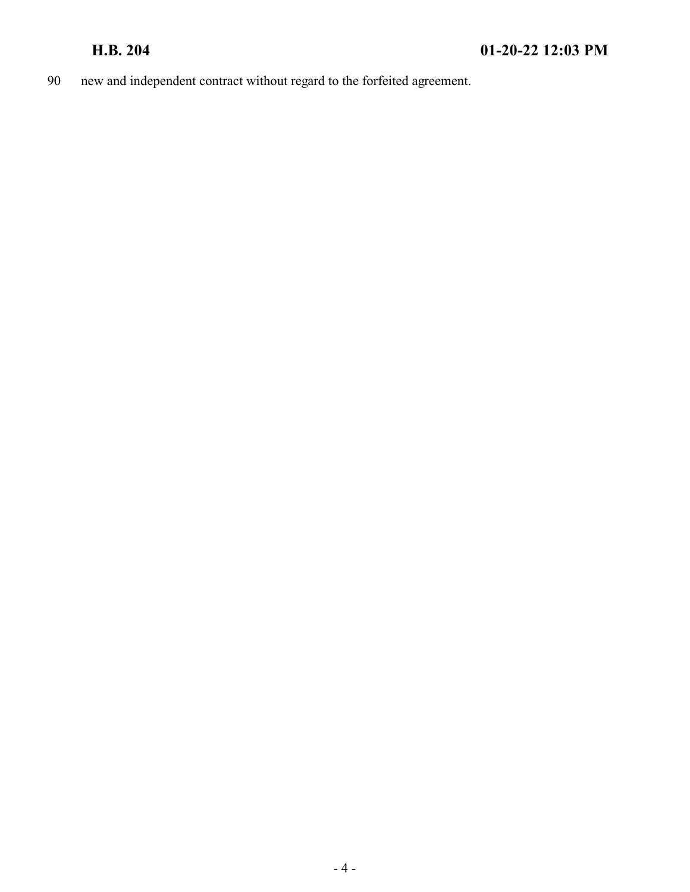new and independent contract without regard to the forfeited agreement.